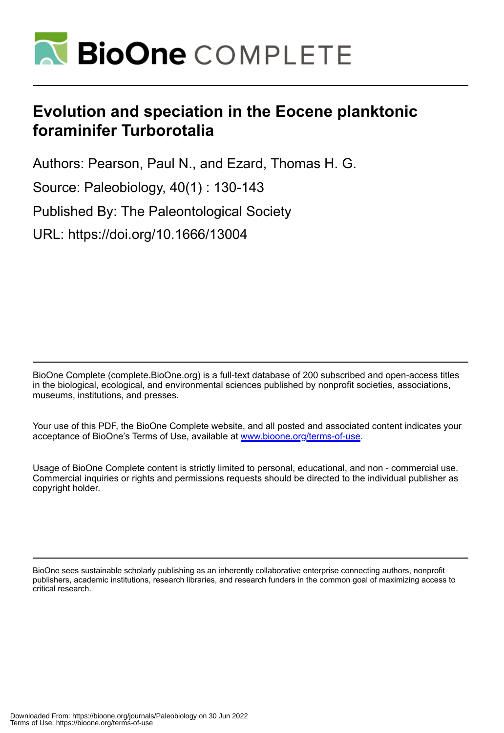# Evolution and speciation in the Eocene planktonic foraminifer Turborotalia

Authors: Pearson, Paul N., and Ezard, Thomas H. G.

Source: Paleobiology, 40(1) : 130-143

Published By: The Paleontological Society

URL: https://doi.org/10.1666/13004

BioOne Complete (complete.BioOne.org) is a full-text database of 200 subscribed and open-access titles in the biological, ecological, and environmental sciences published by nonprofit societies, associations, museums, institutions, and presses.

Your use of this PDF, the BioOne Complete website, and all posted and associated content indicates your acceptance of BioOne's Terms of Use, available at www.bioone.org/terms-of-use.

Usage of BioOne Complete content is strictly limited to personal, educational, and non - commercial use. Commercial inquiries or rights and permissions requests should be directed to the individual publisher as copyright holder.

BioOne sees sustainable scholarly publishing as an inherently collaborative enterprise connecting authors, nonprofit publishers, academic institutions, research libraries, and research funders in the common goal of maximizing access to critical research.

Downloaded From: https://bioone.org/journals/Paleobiology on 30 Jun 2022
Terms of Use: https://bioone.org/terms-of-use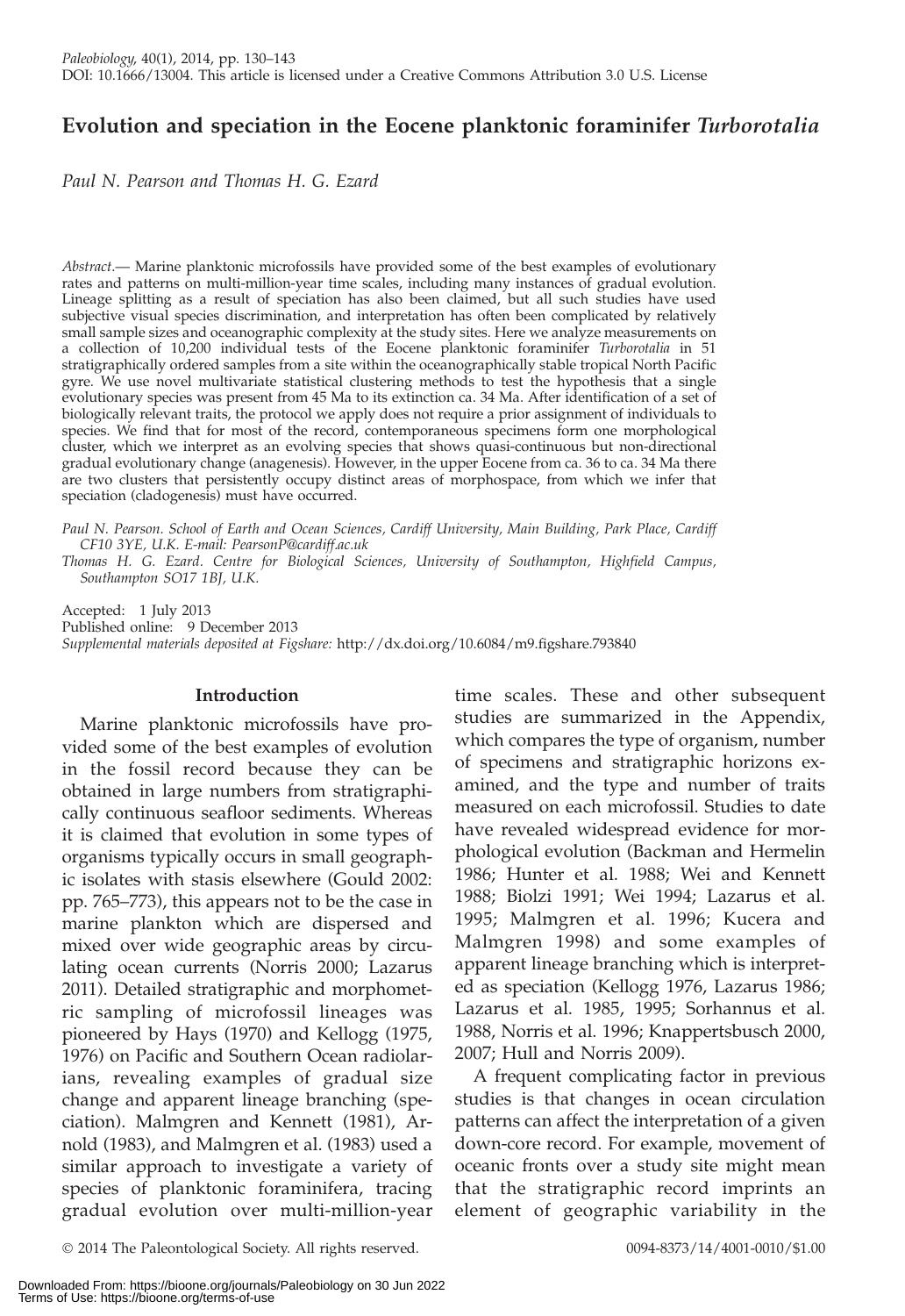# Evolution and speciation in the Eocene planktonic foraminifer *Turborotalia*

*Paul N. Pearson and Thomas H. G. Ezard*

*Abstract*.— Marine planktonic microfossils have provided some of the best examples of evolutionary rates and patterns on multi-million-year time scales, including many instances of gradual evolution. Lineage splitting as a result of speciation has also been claimed, but all such studies have used subjective visual species discrimination, and interpretation has often been complicated by relatively small sample sizes and oceanographic complexity at the study sites. Here we analyze measurements on a collection of 10,200 individual tests of the Eocene planktonic foraminifer *Turborotalia* in 51 stratigraphically ordered samples from a site within the oceanographically stable tropical North Pacific gyre. We use novel multivariate statistical clustering methods to test the hypothesis that a single evolutionary species was present from 45 Ma to its extinction ca. 34 Ma. After identification of a set of biologically relevant traits, the protocol we apply does not require a prior assignment of individuals to species. We find that for most of the record, contemporaneous specimens form one morphological cluster, which we interpret as an evolving species that shows quasi-continuous but non-directional gradual evolutionary change (anagenesis). However, in the upper Eocene from ca. 36 to ca. 34 Ma there are two clusters that persistently occupy distinct areas of morphospace, from which we infer that speciation (cladogenesis) must have occurred.

*Paul N. Pearson. School of Earth and Ocean Sciences, Cardiff University, Main Building, Park Place, Cardiff CF10 3YE, U.K. E-mail: PearsonP@cardiff.ac.uk*
*Thomas H. G. Ezard. Centre for Biological Sciences, University of Southampton, Highfield Campus, Southampton SO17 1BJ, U.K.*

Accepted: 1 July 2013
Published online: 9 December 2013
*Supplemental materials deposited at Figshare:* http://dx.doi.org/10.6084/m9.figshare.793840

## Introduction

Marine planktonic microfossils have provided some of the best examples of evolution in the fossil record because they can be obtained in large numbers from stratigraphically continuous seafloor sediments. Whereas it is claimed that evolution in some types of organisms typically occurs in small geographic isolates with stasis elsewhere (Gould 2002: pp. 765–773), this appears not to be the case in marine plankton which are dispersed and mixed over wide geographic areas by circulating ocean currents (Norris 2000; Lazarus 2011). Detailed stratigraphic and morphometric sampling of microfossil lineages was pioneered by Hays (1970) and Kellogg (1975, 1976) on Pacific and Southern Ocean radiolarians, revealing examples of gradual size change and apparent lineage branching (speciation). Malmgren and Kennett (1981), Arnold (1983), and Malmgren et al. (1983) used a similar approach to investigate a variety of species of planktonic foraminifera, tracing gradual evolution over multi-million-year time scales. These and other subsequent studies are summarized in the Appendix, which compares the type of organism, number of specimens and stratigraphic horizons examined, and the type and number of traits measured on each microfossil. Studies to date have revealed widespread evidence for morphological evolution (Backman and Hermelin 1986; Hunter et al. 1988; Wei and Kennett 1988; Biolzi 1991; Wei 1994; Lazarus et al. 1995; Malmgren et al. 1996; Kucera and Malmgren 1998) and some examples of apparent lineage branching which is interpreted as speciation (Kellogg 1976, Lazarus 1986; Lazarus et al. 1985, 1995; Sorhannus et al. 1988, Norris et al. 1996; Knappertsbusch 2000, 2007; Hull and Norris 2009).

A frequent complicating factor in previous studies is that changes in ocean circulation patterns can affect the interpretation of a given down-core record. For example, movement of oceanic fronts over a study site might mean that the stratigraphic record imprints an element of geographic variability in the

© 2014 The Paleontological Society. All rights reserved. 0094-8373/14/4001-0010/$1.00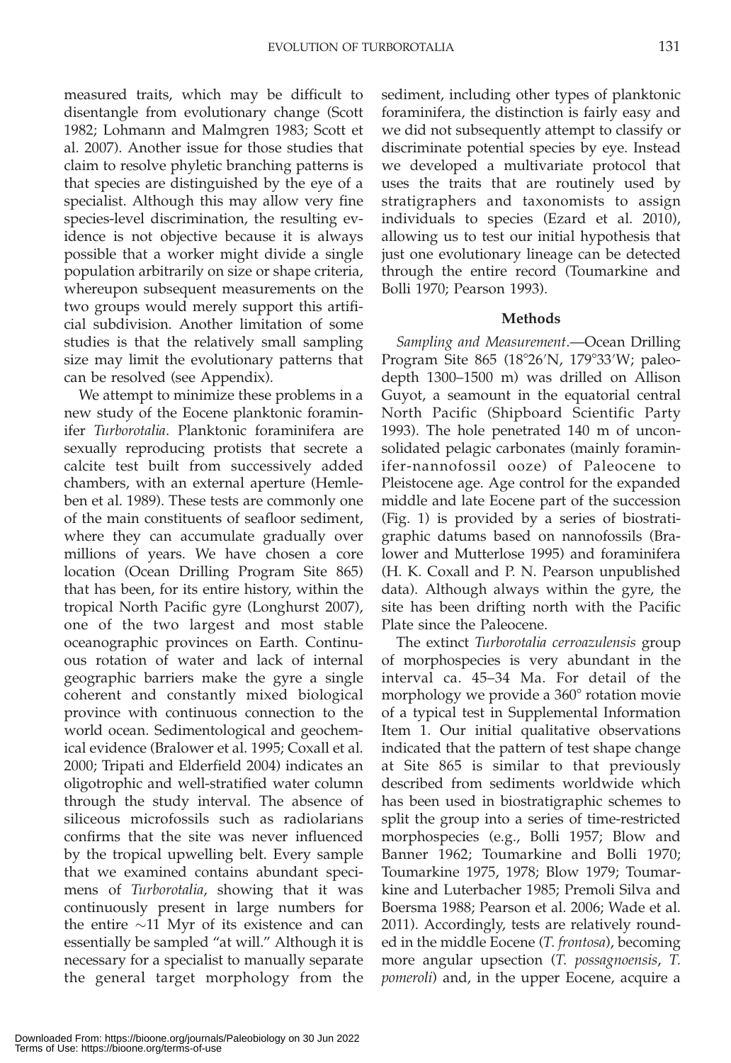measured traits, which may be difficult to disentangle from evolutionary change (Scott 1982; Lohmann and Malmgren 1983; Scott et al. 2007). Another issue for those studies that claim to resolve phyletic branching patterns is that species are distinguished by the eye of a specialist. Although this may allow very fine species-level discrimination, the resulting evidence is not objective because it is always possible that a worker might divide a single population arbitrarily on size or shape criteria, whereupon subsequent measurements on the two groups would merely support this artificial subdivision. Another limitation of some studies is that the relatively small sampling size may limit the evolutionary patterns that can be resolved (see Appendix).

We attempt to minimize these problems in a new study of the Eocene planktonic foraminifer *Turborotalia*. Planktonic foraminifera are sexually reproducing protists that secrete a calcite test built from successively added chambers, with an external aperture (Hemleben et al. 1989). These tests are commonly one of the main constituents of seafloor sediment, where they can accumulate gradually over millions of years. We have chosen a core location (Ocean Drilling Program Site 865) that has been, for its entire history, within the tropical North Pacific gyre (Longhurst 2007), one of the two largest and most stable oceanographic provinces on Earth. Continuous rotation of water and lack of internal geographic barriers make the gyre a single coherent and constantly mixed biological province with continuous connection to the world ocean. Sedimentological and geochemical evidence (Bralower et al. 1995; Coxall et al. 2000; Tripati and Elderfield 2004) indicates an oligotrophic and well-stratified water column through the study interval. The absence of siliceous microfossils such as radiolarians confirms that the site was never influenced by the tropical upwelling belt. Every sample that we examined contains abundant specimens of *Turborotalia*, showing that it was continuously present in large numbers for the entire ~11 Myr of its existence and can essentially be sampled "at will." Although it is necessary for a specialist to manually separate the general target morphology from the sediment, including other types of planktonic foraminifera, the distinction is fairly easy and we did not subsequently attempt to classify or discriminate potential species by eye. Instead we developed a multivariate protocol that uses the traits that are routinely used by stratigraphers and taxonomists to assign individuals to species (Ezard et al. 2010), allowing us to test our initial hypothesis that just one evolutionary lineage can be detected through the entire record (Toumarkine and Bolli 1970; Pearson 1993).

## Methods

*Sampling and Measurement*.—Ocean Drilling Program Site 865 (18°26′N, 179°33′W; paleodepth 1300–1500 m) was drilled on Allison Guyot, a seamount in the equatorial central North Pacific (Shipboard Scientific Party 1993). The hole penetrated 140 m of unconsolidated pelagic carbonates (mainly foraminifer-nannofossil ooze) of Paleocene to Pleistocene age. Age control for the expanded middle and late Eocene part of the succession (Fig. 1) is provided by a series of biostratigraphic datums based on nannofossils (Bralower and Mutterlose 1995) and foraminifera (H. K. Coxall and P. N. Pearson unpublished data). Although always within the gyre, the site has been drifting north with the Pacific Plate since the Paleocene.

The extinct *Turborotalia cerroazulensis* group of morphospecies is very abundant in the interval ca. 45–34 Ma. For detail of the morphology we provide a 360° rotation movie of a typical test in Supplemental Information Item 1. Our initial qualitative observations indicated that the pattern of test shape change at Site 865 is similar to that previously described from sediments worldwide which has been used in biostratigraphic schemes to split the group into a series of time-restricted morphospecies (e.g., Bolli 1957; Blow and Banner 1962; Toumarkine and Bolli 1970; Toumarkine 1975, 1978; Blow 1979; Toumarkine and Luterbacher 1985; Premoli Silva and Boersma 1988; Pearson et al. 2006; Wade et al. 2011). Accordingly, tests are relatively rounded in the middle Eocene (*T. frontosa*), becoming more angular upsection (*T. possagnoensis*, *T. pomeroli*) and, in the upper Eocene, acquire a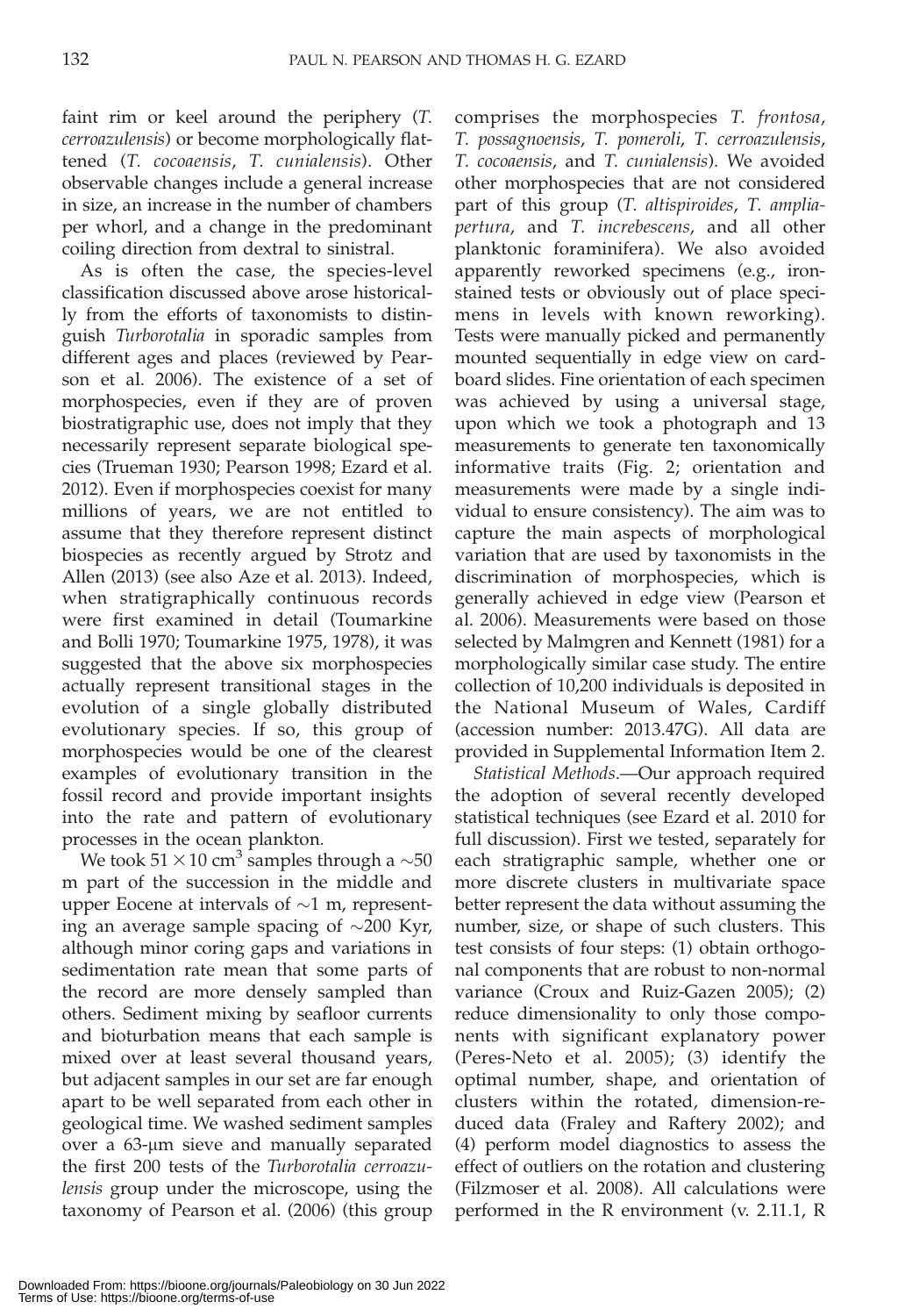faint rim or keel around the periphery (*T. cerroazulensis*) or become morphologically flattened (*T. cocoaensis*, *T. cunialensis*). Other observable changes include a general increase in size, an increase in the number of chambers per whorl, and a change in the predominant coiling direction from dextral to sinistral.

As is often the case, the species-level classification discussed above arose historically from the efforts of taxonomists to distinguish *Turborotalia* in sporadic samples from different ages and places (reviewed by Pearson et al. 2006). The existence of a set of morphospecies, even if they are of proven biostratigraphic use, does not imply that they necessarily represent separate biological species (Trueman 1930; Pearson 1998; Ezard et al. 2012). Even if morphospecies coexist for many millions of years, we are not entitled to assume that they therefore represent distinct biospecies as recently argued by Strotz and Allen (2013) (see also Aze et al. 2013). Indeed, when stratigraphically continuous records were first examined in detail (Toumarkine and Bolli 1970; Toumarkine 1975, 1978), it was suggested that the above six morphospecies actually represent transitional stages in the evolution of a single globally distributed evolutionary species. If so, this group of morphospecies would be one of the clearest examples of evolutionary transition in the fossil record and provide important insights into the rate and pattern of evolutionary processes in the ocean plankton.

We took $51 \times 10$ cm$^3$ samples through a $\sim$50 m part of the succession in the middle and upper Eocene at intervals of $\sim$1 m, representing an average sample spacing of $\sim$200 Kyr, although minor coring gaps and variations in sedimentation rate mean that some parts of the record are more densely sampled than others. Sediment mixing by seafloor currents and bioturbation means that each sample is mixed over at least several thousand years, but adjacent samples in our set are far enough apart to be well separated from each other in geological time. We washed sediment samples over a 63-μm sieve and manually separated the first 200 tests of the *Turborotalia cerroazulensis* group under the microscope, using the taxonomy of Pearson et al. (2006) (this group comprises the morphospecies *T. frontosa*, *T. possagnoensis*, *T. pomeroli*, *T. cerroazulensis*, *T. cocoaensis*, and *T. cunialensis*). We avoided other morphospecies that are not considered part of this group (*T. altispiroides*, *T. ampliapertura*, and *T. increbescens*, and all other planktonic foraminifera). We also avoided apparently reworked specimens (e.g., iron-stained tests or obviously out of place specimens in levels with known reworking). Tests were manually picked and permanently mounted sequentially in edge view on cardboard slides. Fine orientation of each specimen was achieved by using a universal stage, upon which we took a photograph and 13 measurements to generate ten taxonomically informative traits (Fig. 2; orientation and measurements were made by a single individual to ensure consistency). The aim was to capture the main aspects of morphological variation that are used by taxonomists in the discrimination of morphospecies, which is generally achieved in edge view (Pearson et al. 2006). Measurements were based on those selected by Malmgren and Kennett (1981) for a morphologically similar case study. The entire collection of 10,200 individuals is deposited in the National Museum of Wales, Cardiff (accession number: 2013.47G). All data are provided in Supplemental Information Item 2.

*Statistical Methods*.—Our approach required the adoption of several recently developed statistical techniques (see Ezard et al. 2010 for full discussion). First we tested, separately for each stratigraphic sample, whether one or more discrete clusters in multivariate space better represent the data without assuming the number, size, or shape of such clusters. This test consists of four steps: (1) obtain orthogonal components that are robust to non-normal variance (Croux and Ruiz-Gazen 2005); (2) reduce dimensionality to only those components with significant explanatory power (Peres-Neto et al. 2005); (3) identify the optimal number, shape, and orientation of clusters within the rotated, dimension-reduced data (Fraley and Raftery 2002); and (4) perform model diagnostics to assess the effect of outliers on the rotation and clustering (Filzmoser et al. 2008). All calculations were performed in the R environment (v. 2.11.1, R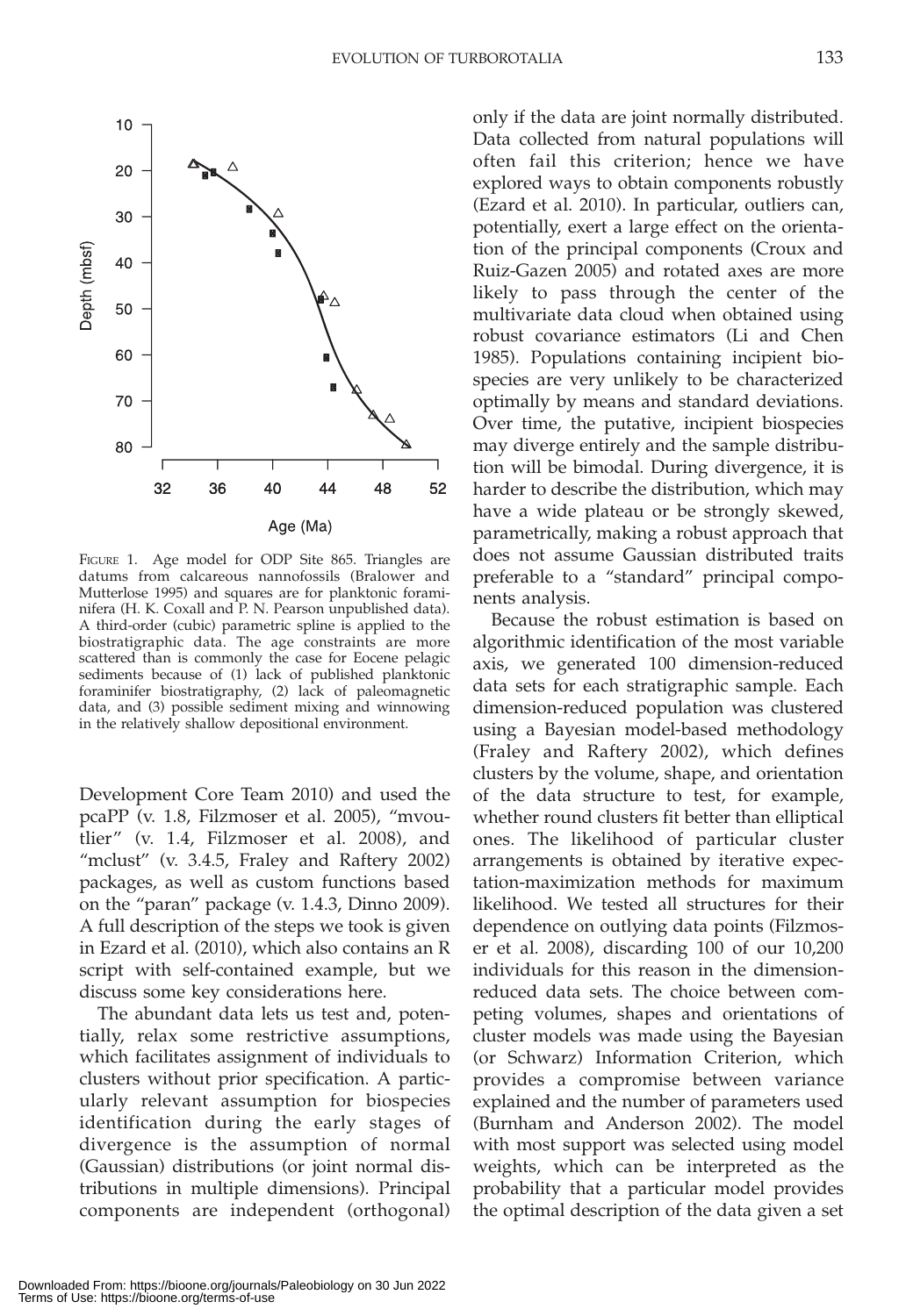FIGURE 1. Age model for ODP Site 865. Triangles are datums from calcareous nannofossils (Bralower and Mutterlose 1995) and squares are for planktonic foraminifera (H. K. Coxall and P. N. Pearson unpublished data). A third-order (cubic) parametric spline is applied to the biostratigraphic data. The age constraints are more scattered than is commonly the case for Eocene pelagic sediments because of (1) lack of published planktonic foraminifer biostratigraphy, (2) lack of paleomagnetic data, and (3) possible sediment mixing and winnowing in the relatively shallow depositional environment.

Development Core Team 2010) and used the pcaPP (v. 1.8, Filzmoser et al. 2005), "mvoutlier" (v. 1.4, Filzmoser et al. 2008), and "mclust" (v. 3.4.5, Fraley and Raftery 2002) packages, as well as custom functions based on the "paran" package (v. 1.4.3, Dinno 2009). A full description of the steps we took is given in Ezard et al. (2010), which also contains an R script with self-contained example, but we discuss some key considerations here.

The abundant data lets us test and, potentially, relax some restrictive assumptions, which facilitates assignment of individuals to clusters without prior specification. A particularly relevant assumption for biospecies identification during the early stages of divergence is the assumption of normal (Gaussian) distributions (or joint normal distributions in multiple dimensions). Principal components are independent (orthogonal) only if the data are joint normally distributed. Data collected from natural populations will often fail this criterion; hence we have explored ways to obtain components robustly (Ezard et al. 2010). In particular, outliers can, potentially, exert a large effect on the orientation of the principal components (Croux and Ruiz-Gazen 2005) and rotated axes are more likely to pass through the center of the multivariate data cloud when obtained using robust covariance estimators (Li and Chen 1985). Populations containing incipient biospecies are very unlikely to be characterized optimally by means and standard deviations. Over time, the putative, incipient biospecies may diverge entirely and the sample distribution will be bimodal. During divergence, it is harder to describe the distribution, which may have a wide plateau or be strongly skewed, parametrically, making a robust approach that does not assume Gaussian distributed traits preferable to a "standard" principal components analysis.

Because the robust estimation is based on algorithmic identification of the most variable axis, we generated 100 dimension-reduced data sets for each stratigraphic sample. Each dimension-reduced population was clustered using a Bayesian model-based methodology (Fraley and Raftery 2002), which defines clusters by the volume, shape, and orientation of the data structure to test, for example, whether round clusters fit better than elliptical ones. The likelihood of particular cluster arrangements is obtained by iterative expectation-maximization methods for maximum likelihood. We tested all structures for their dependence on outlying data points (Filzmoser et al. 2008), discarding 100 of our 10,200 individuals for this reason in the dimension-reduced data sets. The choice between competing volumes, shapes and orientations of cluster models was made using the Bayesian (or Schwarz) Information Criterion, which provides a compromise between variance explained and the number of parameters used (Burnham and Anderson 2002). The model with most support was selected using model weights, which can be interpreted as the probability that a particular model provides the optimal description of the data given a set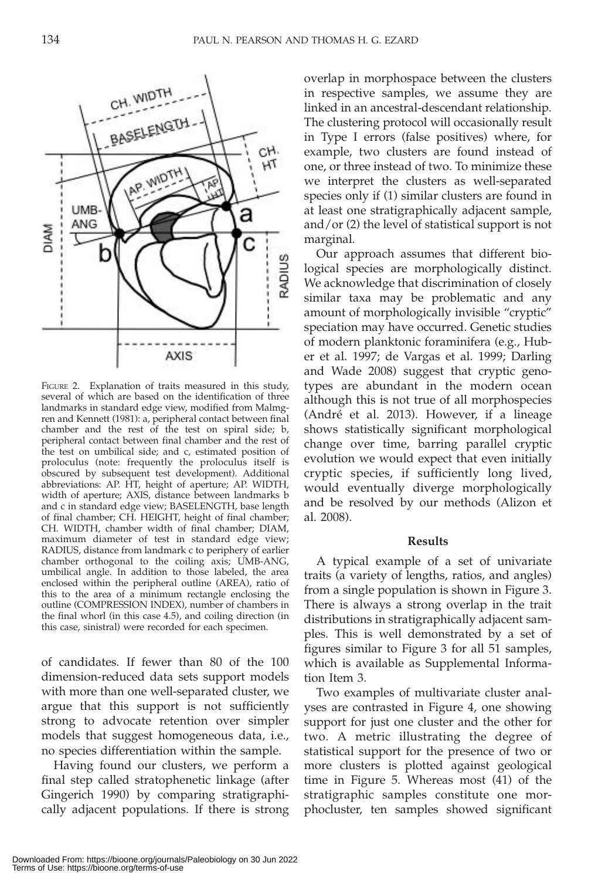FIGURE 2. Explanation of traits measured in this study, several of which are based on the identification of three landmarks in standard edge view, modified from Malmgren and Kennett (1981): a, peripheral contact between final chamber and the rest of the test on spiral side; b, peripheral contact between final chamber and the rest of the test on umbilical side; and c, estimated position of proloculus (note: frequently the proloculus itself is obscured by subsequent test development). Additional abbreviations: AP. HT, height of aperture; AP. WIDTH, width of aperture; AXIS, distance between landmarks b and c in standard edge view; BASELENGTH, base length of final chamber; CH. HEIGHT, height of final chamber; CH. WIDTH, chamber width of final chamber; DIAM, maximum diameter of test in standard edge view; RADIUS, distance from landmark c to periphery of earlier chamber orthogonal to the coiling axis; UMB-ANG, umbilical angle. In addition to those labeled, the area enclosed within the peripheral outline (AREA), ratio of this to the area of a minimum rectangle enclosing the outline (COMPRESSION INDEX), number of chambers in the final whorl (in this case 4.5), and coiling direction (in this case, sinistral) were recorded for each specimen.

of candidates. If fewer than 80 of the 100 dimension-reduced data sets support models with more than one well-separated cluster, we argue that this support is not sufficiently strong to advocate retention over simpler models that suggest homogeneous data, i.e., no species differentiation within the sample.

Having found our clusters, we perform a final step called stratophenetic linkage (after Gingerich 1990) by comparing stratigraphically adjacent populations. If there is strong overlap in morphospace between the clusters in respective samples, we assume they are linked in an ancestral-descendant relationship. The clustering protocol will occasionally result in Type I errors (false positives) where, for example, two clusters are found instead of one, or three instead of two. To minimize these we interpret the clusters as well-separated species only if (1) similar clusters are found in at least one stratigraphically adjacent sample, and/or (2) the level of statistical support is not marginal.

Our approach assumes that different biological species are morphologically distinct. We acknowledge that discrimination of closely similar taxa may be problematic and any amount of morphologically invisible "cryptic" speciation may have occurred. Genetic studies of modern planktonic foraminifera (e.g., Huber et al. 1997; de Vargas et al. 1999; Darling and Wade 2008) suggest that cryptic genotypes are abundant in the modern ocean although this is not true of all morphospecies (André et al. 2013). However, if a lineage shows statistically significant morphological change over time, barring parallel cryptic evolution we would expect that even initially cryptic species, if sufficiently long lived, would eventually diverge morphologically and be resolved by our methods (Alizon et al. 2008).

## Results

A typical example of a set of univariate traits (a variety of lengths, ratios, and angles) from a single population is shown in Figure 3. There is always a strong overlap in the trait distributions in stratigraphically adjacent samples. This is well demonstrated by a set of figures similar to Figure 3 for all 51 samples, which is available as Supplemental Information Item 3.

Two examples of multivariate cluster analyses are contrasted in Figure 4, one showing support for just one cluster and the other for two. A metric illustrating the degree of statistical support for the presence of two or more clusters is plotted against geological time in Figure 5. Whereas most (41) of the stratigraphic samples constitute one morphocluster, ten samples showed significant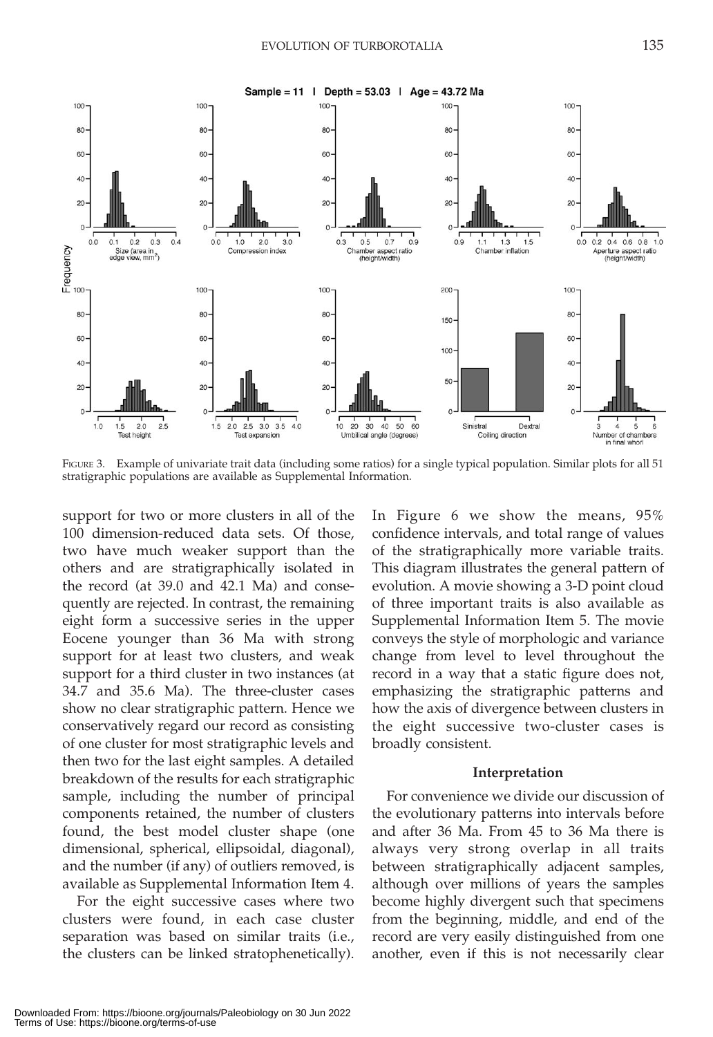FIGURE 3. Example of univariate trait data (including some ratios) for a single typical population. Similar plots for all 51 stratigraphic populations are available as Supplemental Information.

support for two or more clusters in all of the 100 dimension-reduced data sets. Of those, two have much weaker support than the others and are stratigraphically isolated in the record (at 39.0 and 42.1 Ma) and consequently are rejected. In contrast, the remaining eight form a successive series in the upper Eocene younger than 36 Ma with strong support for at least two clusters, and weak support for a third cluster in two instances (at 34.7 and 35.6 Ma). The three-cluster cases show no clear stratigraphic pattern. Hence we conservatively regard our record as consisting of one cluster for most stratigraphic levels and then two for the last eight samples. A detailed breakdown of the results for each stratigraphic sample, including the number of principal components retained, the number of clusters found, the best model cluster shape (one dimensional, spherical, ellipsoidal, diagonal), and the number (if any) of outliers removed, is available as Supplemental Information Item 4.

For the eight successive cases where two clusters were found, in each case cluster separation was based on similar traits (i.e., the clusters can be linked stratophenetically). In Figure 6 we show the means, 95% confidence intervals, and total range of values of the stratigraphically more variable traits. This diagram illustrates the general pattern of evolution. A movie showing a 3-D point cloud of three important traits is also available as Supplemental Information Item 5. The movie conveys the style of morphologic and variance change from level to level throughout the record in a way that a static figure does not, emphasizing the stratigraphic patterns and how the axis of divergence between clusters in the eight successive two-cluster cases is broadly consistent.

### Interpretation

For convenience we divide our discussion of the evolutionary patterns into intervals before and after 36 Ma. From 45 to 36 Ma there is always very strong overlap in all traits between stratigraphically adjacent samples, although over millions of years the samples become highly divergent such that specimens from the beginning, middle, and end of the record are very easily distinguished from one another, even if this is not necessarily clear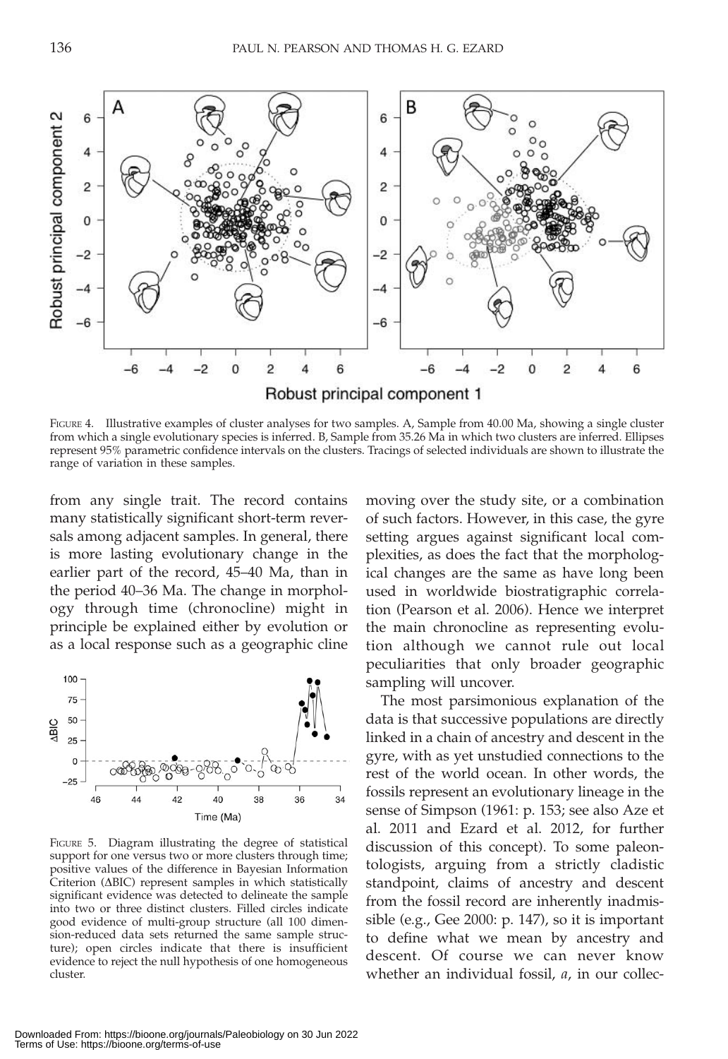FIGURE 4. Illustrative examples of cluster analyses for two samples. A, Sample from 40.00 Ma, showing a single cluster from which a single evolutionary species is inferred. B, Sample from 35.26 Ma in which two clusters are inferred. Ellipses represent 95% parametric confidence intervals on the clusters. Tracings of selected individuals are shown to illustrate the range of variation in these samples.

from any single trait. The record contains many statistically significant short-term reversals among adjacent samples. In general, there is more lasting evolutionary change in the earlier part of the record, 45–40 Ma, than in the period 40–36 Ma. The change in morphology through time (chronocline) might in principle be explained either by evolution or as a local response such as a geographic cline moving over the study site, or a combination of such factors. However, in this case, the gyre setting argues against significant local complexities, as does the fact that the morphological changes are the same as have long been used in worldwide biostratigraphic correlation (Pearson et al. 2006). Hence we interpret the main chronocline as representing evolution although we cannot rule out local peculiarities that only broader geographic sampling will uncover.

FIGURE 5. Diagram illustrating the degree of statistical support for one versus two or more clusters through time; positive values of the difference in Bayesian Information Criterion (ΔBIC) represent samples in which statistically significant evidence was detected to delineate the sample into two or three distinct clusters. Filled circles indicate good evidence of multi-group structure (all 100 dimension-reduced data sets returned the same sample structure); open circles indicate that there is insufficient evidence to reject the null hypothesis of one homogeneous cluster.

The most parsimonious explanation of the data is that successive populations are directly linked in a chain of ancestry and descent in the gyre, with as yet unstudied connections to the rest of the world ocean. In other words, the fossils represent an evolutionary lineage in the sense of Simpson (1961: p. 153; see also Aze et al. 2011 and Ezard et al. 2012, for further discussion of this concept). To some paleontologists, arguing from a strictly cladistic standpoint, claims of ancestry and descent from the fossil record are inherently inadmissible (e.g., Gee 2000: p. 147), so it is important to define what we mean by ancestry and descent. Of course we can never know whether an individual fossil, *a*, in our collec-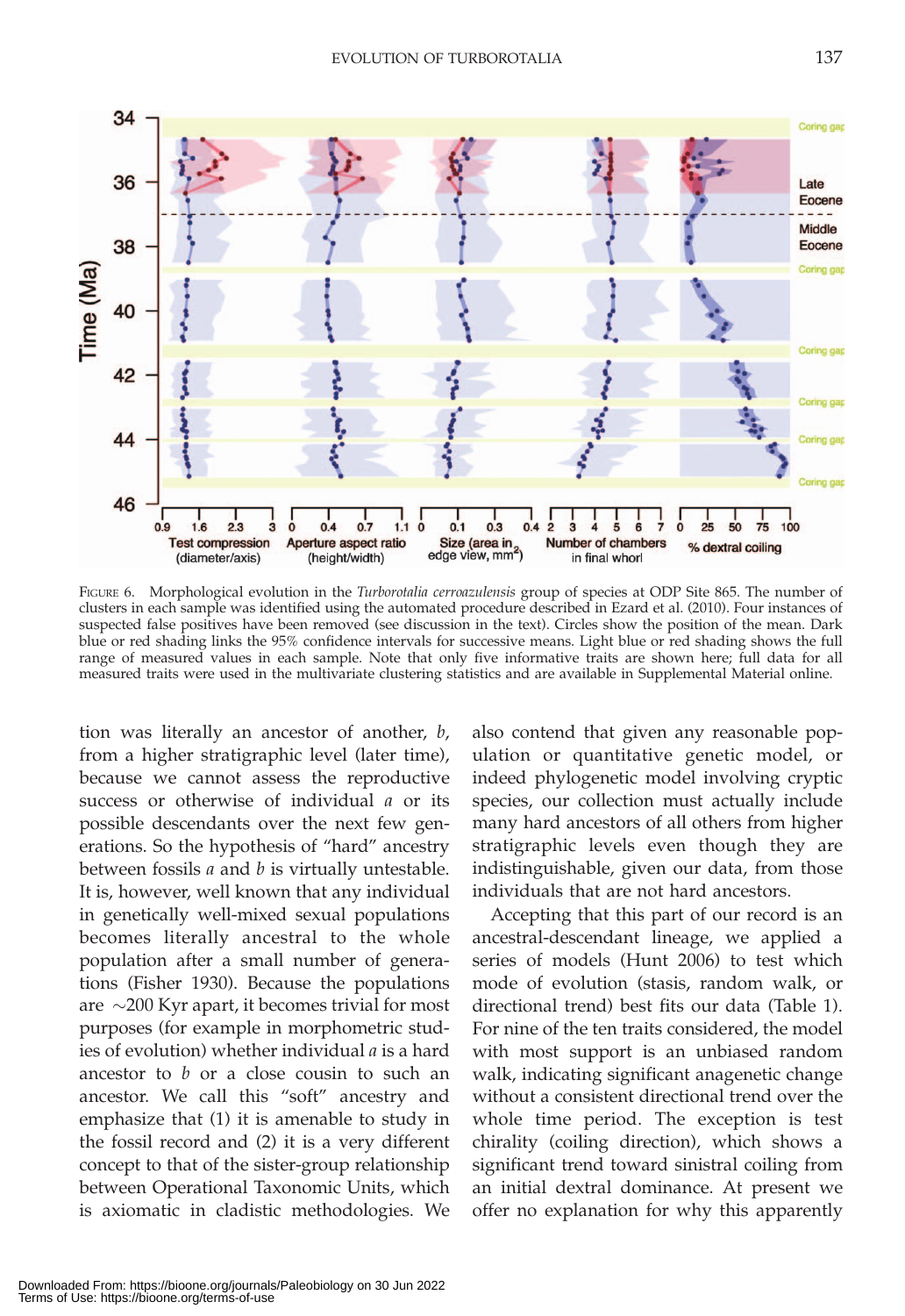FIGURE 6. Morphological evolution in the *Turborotalia cerroazulensis* group of species at ODP Site 865. The number of clusters in each sample was identified using the automated procedure described in Ezard et al. (2010). Four instances of suspected false positives have been removed (see discussion in the text). Circles show the position of the mean. Dark blue or red shading links the 95% confidence intervals for successive means. Light blue or red shading shows the full range of measured values in each sample. Note that only five informative traits are shown here; full data for all measured traits were used in the multivariate clustering statistics and are available in Supplemental Material online.

tion was literally an ancestor of another, *b*, from a higher stratigraphic level (later time), because we cannot assess the reproductive success or otherwise of individual *a* or its possible descendants over the next few generations. So the hypothesis of "hard" ancestry between fossils *a* and *b* is virtually untestable. It is, however, well known that any individual in genetically well-mixed sexual populations becomes literally ancestral to the whole population after a small number of generations (Fisher 1930). Because the populations are ~200 Kyr apart, it becomes trivial for most purposes (for example in morphometric studies of evolution) whether individual *a* is a hard ancestor to *b* or a close cousin to such an ancestor. We call this "soft" ancestry and emphasize that (1) it is amenable to study in the fossil record and (2) it is a very different concept to that of the sister-group relationship between Operational Taxonomic Units, which is axiomatic in cladistic methodologies. We also contend that given any reasonable population or quantitative genetic model, or indeed phylogenetic model involving cryptic species, our collection must actually include many hard ancestors of all others from higher stratigraphic levels even though they are indistinguishable, given our data, from those individuals that are not hard ancestors.

Accepting that this part of our record is an ancestral-descendant lineage, we applied a series of models (Hunt 2006) to test which mode of evolution (stasis, random walk, or directional trend) best fits our data (Table 1). For nine of the ten traits considered, the model with most support is an unbiased random walk, indicating significant anagenetic change without a consistent directional trend over the whole time period. The exception is test chirality (coiling direction), which shows a significant trend toward sinistral coiling from an initial dextral dominance. At present we offer no explanation for why this apparently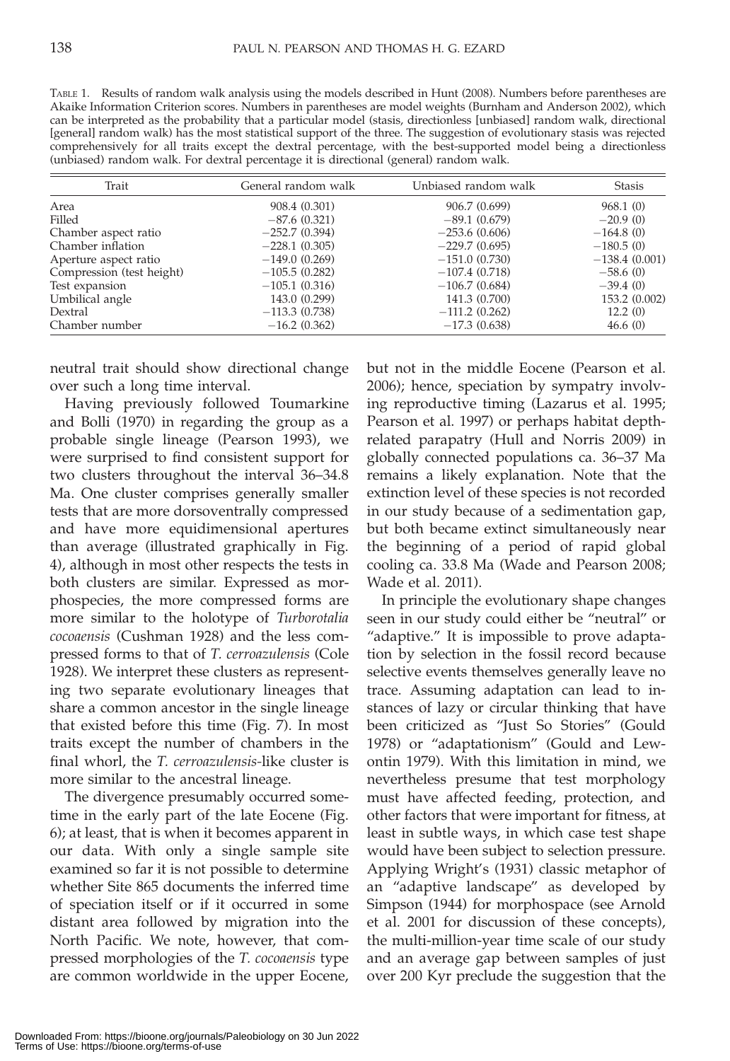TABLE 1. Results of random walk analysis using the models described in Hunt (2008). Numbers before parentheses are Akaike Information Criterion scores. Numbers in parentheses are model weights (Burnham and Anderson 2002), which can be interpreted as the probability that a particular model (stasis, directionless [unbiased] random walk, directional [general] random walk) has the most statistical support of the three. The suggestion of evolutionary stasis was rejected comprehensively for all traits except the dextral percentage, with the best-supported model being a directionless (unbiased) random walk. For dextral percentage it is directional (general) random walk.

| Trait | General random walk | Unbiased random walk | Stasis |
|---|---|---|---|
| Area | 908.4 (0.301) | 906.7 (0.699) | 968.1 (0) |
| Filled | −87.6 (0.321) | −89.1 (0.679) | −20.9 (0) |
| Chamber aspect ratio | −252.7 (0.394) | −253.6 (0.606) | −164.8 (0) |
| Chamber inflation | −228.1 (0.305) | −229.7 (0.695) | −180.5 (0) |
| Aperture aspect ratio | −149.0 (0.269) | −151.0 (0.730) | −138.4 (0.001) |
| Compression (test height) | −105.5 (0.282) | −107.4 (0.718) | −58.6 (0) |
| Test expansion | −105.1 (0.316) | −106.7 (0.684) | −39.4 (0) |
| Umbilical angle | 143.0 (0.299) | 141.3 (0.700) | 153.2 (0.002) |
| Dextral | −113.3 (0.738) | −111.2 (0.262) | 12.2 (0) |
| Chamber number | −16.2 (0.362) | −17.3 (0.638) | 46.6 (0) |

neutral trait should show directional change over such a long time interval.

Having previously followed Toumarkine and Bolli (1970) in regarding the group as a probable single lineage (Pearson 1993), we were surprised to find consistent support for two clusters throughout the interval 36–34.8 Ma. One cluster comprises generally smaller tests that are more dorsoventrally compressed and have more equidimensional apertures than average (illustrated graphically in Fig. 4), although in most other respects the tests in both clusters are similar. Expressed as morphospecies, the more compressed forms are more similar to the holotype of *Turborotalia cocoaensis* (Cushman 1928) and the less compressed forms to that of *T. cerroazulensis* (Cole 1928). We interpret these clusters as representing two separate evolutionary lineages that share a common ancestor in the single lineage that existed before this time (Fig. 7). In most traits except the number of chambers in the final whorl, the *T. cerroazulensis*-like cluster is more similar to the ancestral lineage.

The divergence presumably occurred sometime in the early part of the late Eocene (Fig. 6); at least, that is when it becomes apparent in our data. With only a single sample site examined so far it is not possible to determine whether Site 865 documents the inferred time of speciation itself or if it occurred in some distant area followed by migration into the North Pacific. We note, however, that compressed morphologies of the *T. cocoaensis* type are common worldwide in the upper Eocene, but not in the middle Eocene (Pearson et al. 2006); hence, speciation by sympatry involving reproductive timing (Lazarus et al. 1995; Pearson et al. 1997) or perhaps habitat depth-related parapatry (Hull and Norris 2009) in globally connected populations ca. 36–37 Ma remains a likely explanation. Note that the extinction level of these species is not recorded in our study because of a sedimentation gap, but both became extinct simultaneously near the beginning of a period of rapid global cooling ca. 33.8 Ma (Wade and Pearson 2008; Wade et al. 2011).

In principle the evolutionary shape changes seen in our study could either be "neutral" or "adaptive." It is impossible to prove adaptation by selection in the fossil record because selective events themselves generally leave no trace. Assuming adaptation can lead to instances of lazy or circular thinking that have been criticized as "Just So Stories" (Gould 1978) or "adaptationism" (Gould and Lewontin 1979). With this limitation in mind, we nevertheless presume that test morphology must have affected feeding, protection, and other factors that were important for fitness, at least in subtle ways, in which case test shape would have been subject to selection pressure. Applying Wright's (1931) classic metaphor of an "adaptive landscape" as developed by Simpson (1944) for morphospace (see Arnold et al. 2001 for discussion of these concepts), the multi-million-year time scale of our study and an average gap between samples of just over 200 Kyr preclude the suggestion that the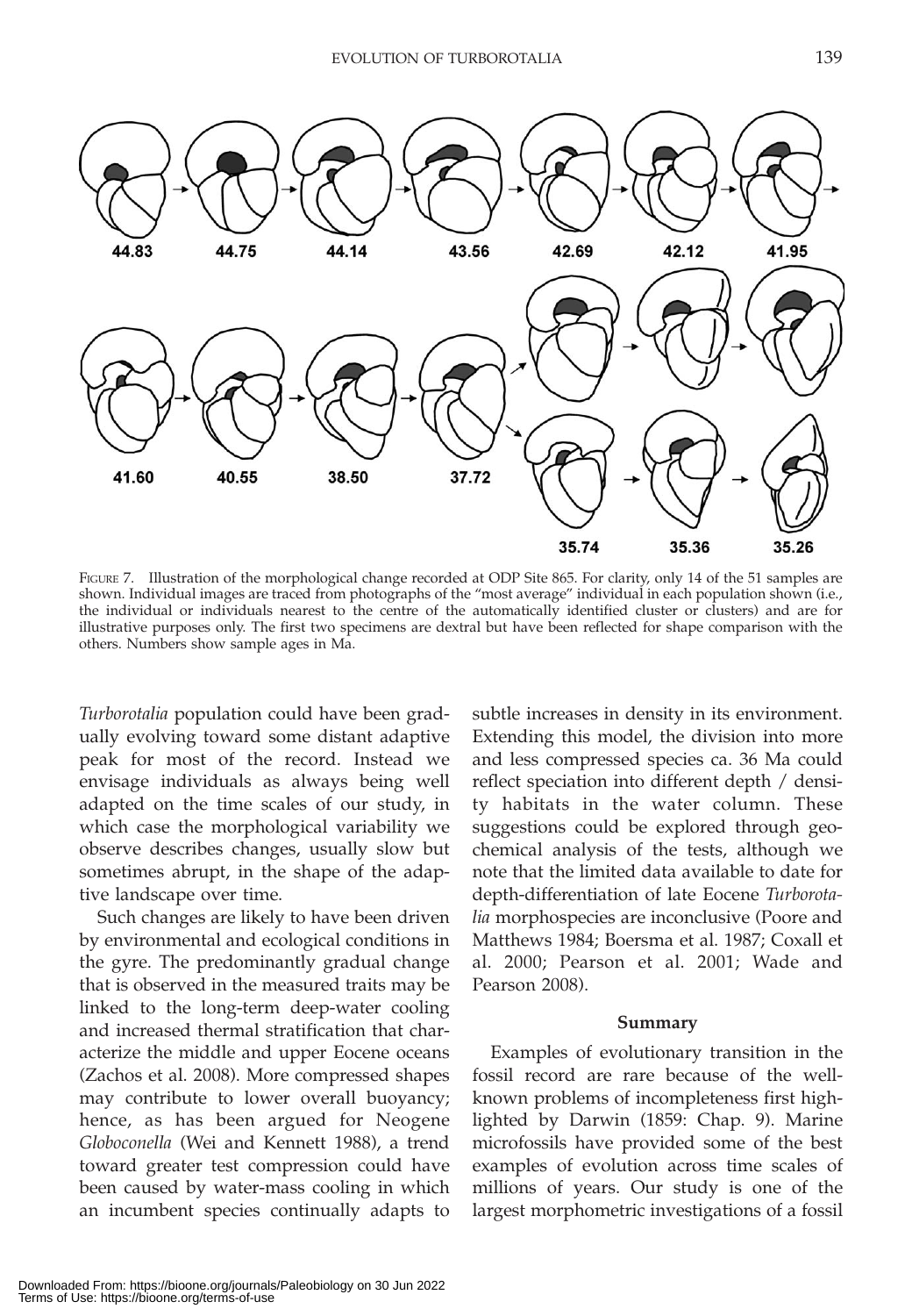FIGURE 7. Illustration of the morphological change recorded at ODP Site 865. For clarity, only 14 of the 51 samples are shown. Individual images are traced from photographs of the "most average" individual in each population shown (i.e., the individual or individuals nearest to the centre of the automatically identified cluster or clusters) and are for illustrative purposes only. The first two specimens are dextral but have been reflected for shape comparison with the others. Numbers show sample ages in Ma.

*Turborotalia* population could have been gradually evolving toward some distant adaptive peak for most of the record. Instead we envisage individuals as always being well adapted on the time scales of our study, in which case the morphological variability we observe describes changes, usually slow but sometimes abrupt, in the shape of the adaptive landscape over time.

Such changes are likely to have been driven by environmental and ecological conditions in the gyre. The predominantly gradual change that is observed in the measured traits may be linked to the long-term deep-water cooling and increased thermal stratification that characterize the middle and upper Eocene oceans (Zachos et al. 2008). More compressed shapes may contribute to lower overall buoyancy; hence, as has been argued for Neogene *Globoconella* (Wei and Kennett 1988), a trend toward greater test compression could have been caused by water-mass cooling in which an incumbent species continually adapts to subtle increases in density in its environment. Extending this model, the division into more and less compressed species ca. 36 Ma could reflect speciation into different depth / density habitats in the water column. These suggestions could be explored through geochemical analysis of the tests, although we note that the limited data available to date for depth-differentiation of late Eocene *Turborotalia* morphospecies are inconclusive (Poore and Matthews 1984; Boersma et al. 1987; Coxall et al. 2000; Pearson et al. 2001; Wade and Pearson 2008).

## Summary

Examples of evolutionary transition in the fossil record are rare because of the well-known problems of incompleteness first highlighted by Darwin (1859: Chap. 9). Marine microfossils have provided some of the best examples of evolution across time scales of millions of years. Our study is one of the largest morphometric investigations of a fossil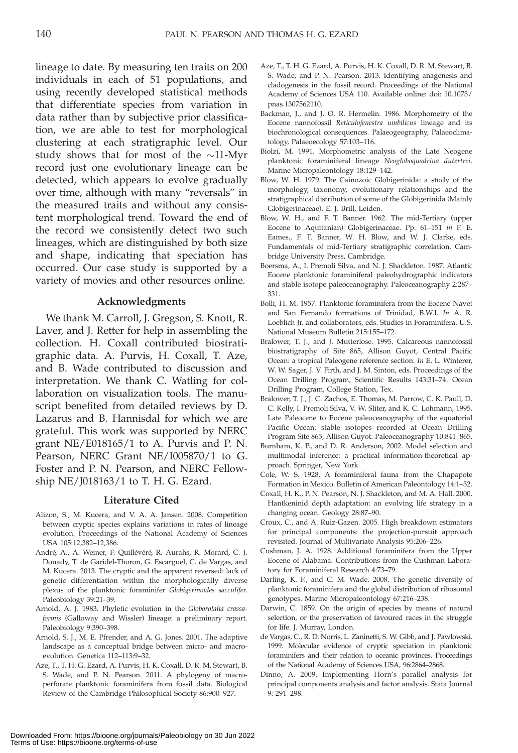lineage to date. By measuring ten traits on 200 individuals in each of 51 populations, and using recently developed statistical methods that differentiate species from variation in data rather than by subjective prior classification, we are able to test for morphological clustering at each stratigraphic level. Our study shows that for most of the ~11-Myr record just one evolutionary lineage can be detected, which appears to evolve gradually over time, although with many "reversals" in the measured traits and without any consistent morphological trend. Toward the end of the record we consistently detect two such lineages, which are distinguished by both size and shape, indicating that speciation has occurred. Our case study is supported by a variety of movies and other resources online.

### Acknowledgments

We thank M. Carroll, J. Gregson, S. Knott, R. Laver, and J. Retter for help in assembling the collection. H. Coxall contributed biostratigraphic data. A. Purvis, H. Coxall, T. Aze, and B. Wade contributed to discussion and interpretation. We thank C. Watling for collaboration on visualization tools. The manuscript benefited from detailed reviews by D. Lazarus and B. Hannisdal for which we are grateful. This work was supported by NERC grant NE/E018165/1 to A. Purvis and P. N. Pearson, NERC Grant NE/I005870/1 to G. Foster and P. N. Pearson, and NERC Fellowship NE/J018163/1 to T. H. G. Ezard.

### Literature Cited

Alizon, S., M. Kucera, and V. A. A. Jansen. 2008. Competition between cryptic species explains variations in rates of lineage evolution. Proceedings of the National Academy of Sciences USA 105:12,382–12,386.

André, A., A. Weiner, F. Quillévéré, R. Aurahs, R. Morard, C. J. Douady, T. de Garidel-Thoron, G. Escarguel, C. de Vargas, and M. Kucera. 2013. The cryptic and the apparent reversed: lack of genetic differentiation within the morphologically diverse plexus of the planktonic foraminifer *Globigerinoides sacculifer*. Paleobiology 39:21–39.

Arnold, A. J. 1983. Phyletic evolution in the *Globorotalia crassaformis* (Galloway and Wissler) lineage: a preliminary report. Paleobiology 9:390–398.

Arnold, S. J., M. E. Pfrender, and A. G. Jones. 2001. The adaptive landscape as a conceptual bridge between micro- and macroevolution. Genetica 112–113:9–32.

Aze, T., T. H. G. Ezard, A. Purvis, H. K. Coxall, D. R. M. Stewart, B. S. Wade, and P. N. Pearson. 2011. A phylogeny of macroperforate planktonic foraminifera from fossil data. Biological Review of the Cambridge Philosophical Society 86:900–927.

Aze, T., T. H. G. Ezard, A. Purvis, H. K. Coxall, D. R. M. Stewart, B. S. Wade, and P. N. Pearson. 2013. Identifying anagenesis and cladogenesis in the fossil record. Proceedings of the National Academy of Sciences USA 110. Available online: doi: 10.1073/pnas.1307562110.

Backman, J., and J. O. R. Hermelin. 1986. Morphometry of the Eocene nannofossil *Reticulofenestra umbilicus* lineage and its biochronological consequences. Palaeogeography, Palaeoclimatology, Palaeoecology 57:103–116.

Biolzi, M. 1991. Morphometric analysis of the Late Neogene planktonic foraminiferal lineage *Neogloboquadrina dutertrei*. Marine Micropaleontology 18:129–142.

Blow, W. H. 1979. The Cainozoic Globigerinida: a study of the morphology, taxonomy, evolutionary relationships and the stratigraphical distribution of some of the Globigerinida (Mainly Globigerinaceae). E. J. Brill, Leiden.

Blow, W. H., and F. T. Banner. 1962. The mid-Tertiary (upper Eocene to Aquitanian) Globigerinaceae. Pp. 61–151 *in* F. E. Eames., F. T. Banner, W. H. Blow, and W. J. Clarke, eds. Fundamentals of mid-Tertiary stratigraphic correlation. Cambridge University Press, Cambridge.

Boersma, A., I. Premoli Silva, and N. J. Shackleton. 1987. Atlantic Eocene planktonic foraminiferal paleohydrographic indicators and stable isotope paleoceanography. Paleoceanography 2:287–331.

Bolli, H. M. 1957. Planktonic foraminifera from the Eocene Navet and San Fernando formations of Trinidad, B.W.I. *In* A. R. Loeblich Jr. and collaborators, eds. Studies in Foraminifera. U.S. National Museum Bulletin 215:155–172.

Bralower, T. J., and J. Mutterlose. 1995. Calcareous nannofossil biostratigraphy of Site 865, Allison Guyot, Central Pacific Ocean: a tropical Paleogene reference section. *In* E. L. Winterer, W. W. Sager, J. V. Firth, and J. M. Sinton, eds. Proceedings of the Ocean Drilling Program, Scientific Results 143:31–74. Ocean Drilling Program, College Station, Tex.

Bralower, T. J., J. C. Zachos, E. Thomas, M. Parrow, C. K. Paull, D. C. Kelly, I. Premoli Silva, V. W. Sliter, and K. C. Lohmann, 1995. Late Paleocene to Eocene paleoceanography of the equatorial Pacific Ocean: stable isotopes recorded at Ocean Drilling Program Site 865, Allison Guyot. Paleoceanography 10:841–865.

Burnham, K. P., and D. R. Anderson, 2002. Model selection and multimodal inference: a practical information-theoretical approach. Springer, New York.

Cole, W. S. 1928. A foraminiferal fauna from the Chapapote Formation in Mexico. Bulletin of American Paleontology 14:1–32.

Coxall, H. K., P. N. Pearson, N. J. Shackleton, and M. A. Hall. 2000. Hantkeninid depth adaptation: an evolving life strategy in a changing ocean. Geology 28:87–90.

Croux, C., and A. Ruiz-Gazen. 2005. High breakdown estimators for principal components: the projection-pursuit approach revisited. Journal of Multivariate Analysis 95:206–226.

Cushman, J. A. 1928. Additional foraminifera from the Upper Eocene of Alabama. Contributions from the Cushman Laboratory for Foraminiferal Research 4:73–79.

Darling, K. F., and C. M. Wade. 2008. The genetic diversity of planktonic foraminifera and the global distribution of ribosomal genotypes. Marine Micropaleontology 67:216–238.

Darwin, C. 1859. On the origin of species by means of natural selection, or the preservation of favoured races in the struggle for life. J. Murray, London.

de Vargas, C., R. D. Norris, L. Zaninetti, S. W. Gibb, and J. Pawlowski. 1999. Molecular evidence of cryptic speciation in planktonic foraminifers and their relation to oceanic provinces. Proceedings of the National Academy of Sciences USA, 96:2864–2868.

Dinno, A. 2009. Implementing Horn's parallel analysis for principal components analysis and factor analysis. Stata Journal 9: 291–298.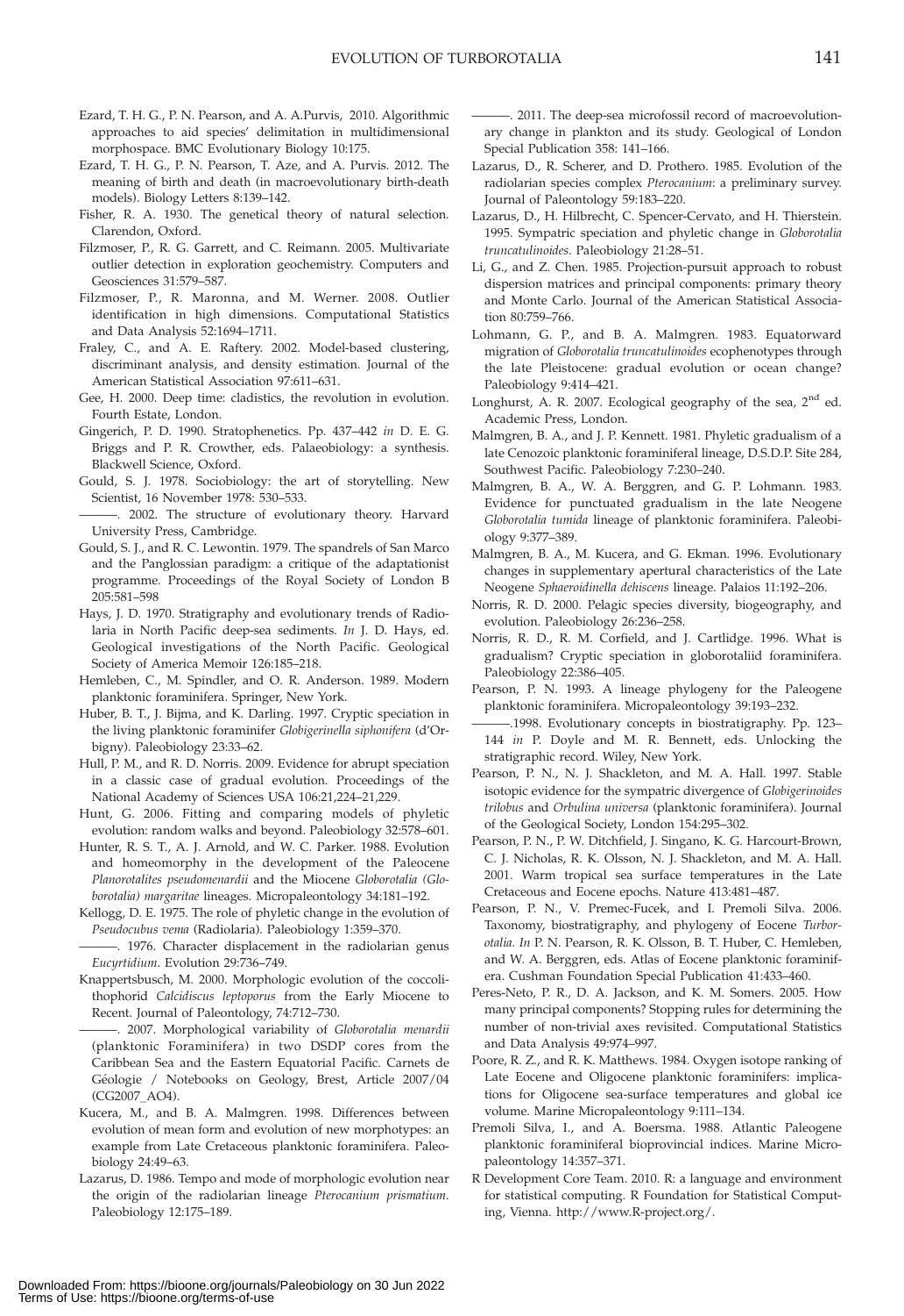Ezard, T. H. G., P. N. Pearson, and A. A.Purvis, 2010. Algorithmic approaches to aid species' delimitation in multidimensional morphospace. BMC Evolutionary Biology 10:175.

Ezard, T. H. G., P. N. Pearson, T. Aze, and A. Purvis. 2012. The meaning of birth and death (in macroevolutionary birth-death models). Biology Letters 8:139–142.

Fisher, R. A. 1930. The genetical theory of natural selection. Clarendon, Oxford.

Filzmoser, P., R. G. Garrett, and C. Reimann. 2005. Multivariate outlier detection in exploration geochemistry. Computers and Geosciences 31:579–587.

Filzmoser, P., R. Maronna, and M. Werner. 2008. Outlier identification in high dimensions. Computational Statistics and Data Analysis 52:1694–1711.

Fraley, C., and A. E. Raftery. 2002. Model-based clustering, discriminant analysis, and density estimation. Journal of the American Statistical Association 97:611–631.

Gee, H. 2000. Deep time: cladistics, the revolution in evolution. Fourth Estate, London.

Gingerich, P. D. 1990. Stratophenetics. Pp. 437–442 *in* D. E. G. Briggs and P. R. Crowther, eds. Palaeobiology: a synthesis. Blackwell Science, Oxford.

Gould, S. J. 1978. Sociobiology: the art of storytelling. New Scientist, 16 November 1978: 530–533.

———. 2002. The structure of evolutionary theory. Harvard University Press, Cambridge.

Gould, S. J., and R. C. Lewontin. 1979. The spandrels of San Marco and the Panglossian paradigm: a critique of the adaptationist programme. Proceedings of the Royal Society of London B 205:581–598

Hays, J. D. 1970. Stratigraphy and evolutionary trends of Radiolaria in North Pacific deep-sea sediments. *In* J. D. Hays, ed. Geological investigations of the North Pacific. Geological Society of America Memoir 126:185–218.

Hemleben, C., M. Spindler, and O. R. Anderson. 1989. Modern planktonic foraminifera. Springer, New York.

Huber, B. T., J. Bijma, and K. Darling. 1997. Cryptic speciation in the living planktonic foraminifer *Globigerinella siphonifera* (d'Orbigny). Paleobiology 23:33–62.

Hull, P. M., and R. D. Norris. 2009. Evidence for abrupt speciation in a classic case of gradual evolution. Proceedings of the National Academy of Sciences USA 106:21,224–21,229.

Hunt, G. 2006. Fitting and comparing models of phyletic evolution: random walks and beyond. Paleobiology 32:578–601.

Hunter, R. S. T., A. J. Arnold, and W. C. Parker. 1988. Evolution and homeomorphy in the development of the Paleocene *Planorotalites pseudomenardii* and the Miocene *Globorotalia (Globorotalia) margaritae* lineages. Micropaleontology 34:181–192.

Kellogg, D. E. 1975. The role of phyletic change in the evolution of *Pseudocubus vema* (Radiolaria). Paleobiology 1:359–370.

———. 1976. Character displacement in the radiolarian genus *Eucyrtidium*. Evolution 29:736–749.

Knappertsbusch, M. 2000. Morphologic evolution of the coccolithophorid *Calcidiscus leptoporus* from the Early Miocene to Recent. Journal of Paleontology, 74:712–730.

———. 2007. Morphological variability of *Globorotalia menardii* (planktonic Foraminifera) in two DSDP cores from the Caribbean Sea and the Eastern Equatorial Pacific. Carnets de Géologie / Notebooks on Geology, Brest, Article 2007/04 (CG2007_AO4).

Kucera, M., and B. A. Malmgren. 1998. Differences between evolution of mean form and evolution of new morphotypes: an example from Late Cretaceous planktonic foraminifera. Paleobiology 24:49–63.

Lazarus, D. 1986. Tempo and mode of morphologic evolution near the origin of the radiolarian lineage *Pterocanium prismatium*. Paleobiology 12:175–189.

———. 2011. The deep-sea microfossil record of macroevolutionary change in plankton and its study. Geological of London Special Publication 358: 141–166.

Lazarus, D., R. Scherer, and D. Prothero. 1985. Evolution of the radiolarian species complex *Pterocanium*: a preliminary survey. Journal of Paleontology 59:183–220.

Lazarus, D., H. Hilbrecht, C. Spencer-Cervato, and H. Thierstein. 1995. Sympatric speciation and phyletic change in *Globorotalia truncatulinoides*. Paleobiology 21:28–51.

Li, G., and Z. Chen. 1985. Projection-pursuit approach to robust dispersion matrices and principal components: primary theory and Monte Carlo. Journal of the American Statistical Association 80:759–766.

Lohmann, G. P., and B. A. Malmgren. 1983. Equatorward migration of *Globorotalia truncatulinoides* ecophenotypes through the late Pleistocene: gradual evolution or ocean change? Paleobiology 9:414–421.

Longhurst, A. R. 2007. Ecological geography of the sea, 2nd ed. Academic Press, London.

Malmgren, B. A., and J. P. Kennett. 1981. Phyletic gradualism of a late Cenozoic planktonic foraminiferal lineage, D.S.D.P. Site 284, Southwest Pacific. Paleobiology 7:230–240.

Malmgren, B. A., W. A. Berggren, and G. P. Lohmann. 1983. Evidence for punctuated gradualism in the late Neogene *Globorotalia tumida* lineage of planktonic foraminifera. Paleobiology 9:377–389.

Malmgren, B. A., M. Kucera, and G. Ekman. 1996. Evolutionary changes in supplementary apertural characteristics of the Late Neogene *Sphaeroidinella dehiscens* lineage. Palaios 11:192–206.

Norris, R. D. 2000. Pelagic species diversity, biogeography, and evolution. Paleobiology 26:236–258.

Norris, R. D., R. M. Corfield, and J. Cartlidge. 1996. What is gradualism? Cryptic speciation in globorotaliid foraminifera. Paleobiology 22:386–405.

Pearson, P. N. 1993. A lineage phylogeny for the Paleogene planktonic foraminifera. Micropaleontology 39:193–232.

———.1998. Evolutionary concepts in biostratigraphy. Pp. 123–144 *in* P. Doyle and M. R. Bennett, eds. Unlocking the stratigraphic record. Wiley, New York.

Pearson, P. N., N. J. Shackleton, and M. A. Hall. 1997. Stable isotopic evidence for the sympatric divergence of *Globigerinoides trilobus* and *Orbulina universa* (planktonic foraminifera). Journal of the Geological Society, London 154:295–302.

Pearson, P. N., P. W. Ditchfield, J. Singano, K. G. Harcourt-Brown, C. J. Nicholas, R. K. Olsson, N. J. Shackleton, and M. A. Hall. 2001. Warm tropical sea surface temperatures in the Late Cretaceous and Eocene epochs. Nature 413:481–487.

Pearson, P. N., V. Premec-Fucek, and I. Premoli Silva. 2006. Taxonomy, biostratigraphy, and phylogeny of Eocene *Turborotalia*. *In* P. N. Pearson, R. K. Olsson, B. T. Huber, C. Hemleben, and W. A. Berggren, eds. Atlas of Eocene planktonic foraminifera. Cushman Foundation Special Publication 41:433–460.

Peres-Neto, P. R., D. A. Jackson, and K. M. Somers. 2005. How many principal components? Stopping rules for determining the number of non-trivial axes revisited. Computational Statistics and Data Analysis 49:974–997.

Poore, R. Z., and R. K. Matthews. 1984. Oxygen isotope ranking of Late Eocene and Oligocene planktonic foraminifers: implications for Oligocene sea-surface temperatures and global ice volume. Marine Micropaleontology 9:111–134.

Premoli Silva, I., and A. Boersma. 1988. Atlantic Paleogene planktonic foraminiferal bioprovincial indices. Marine Micropaleontology 14:357–371.

R Development Core Team. 2010. R: a language and environment for statistical computing. R Foundation for Statistical Computing, Vienna. http://www.R-project.org/.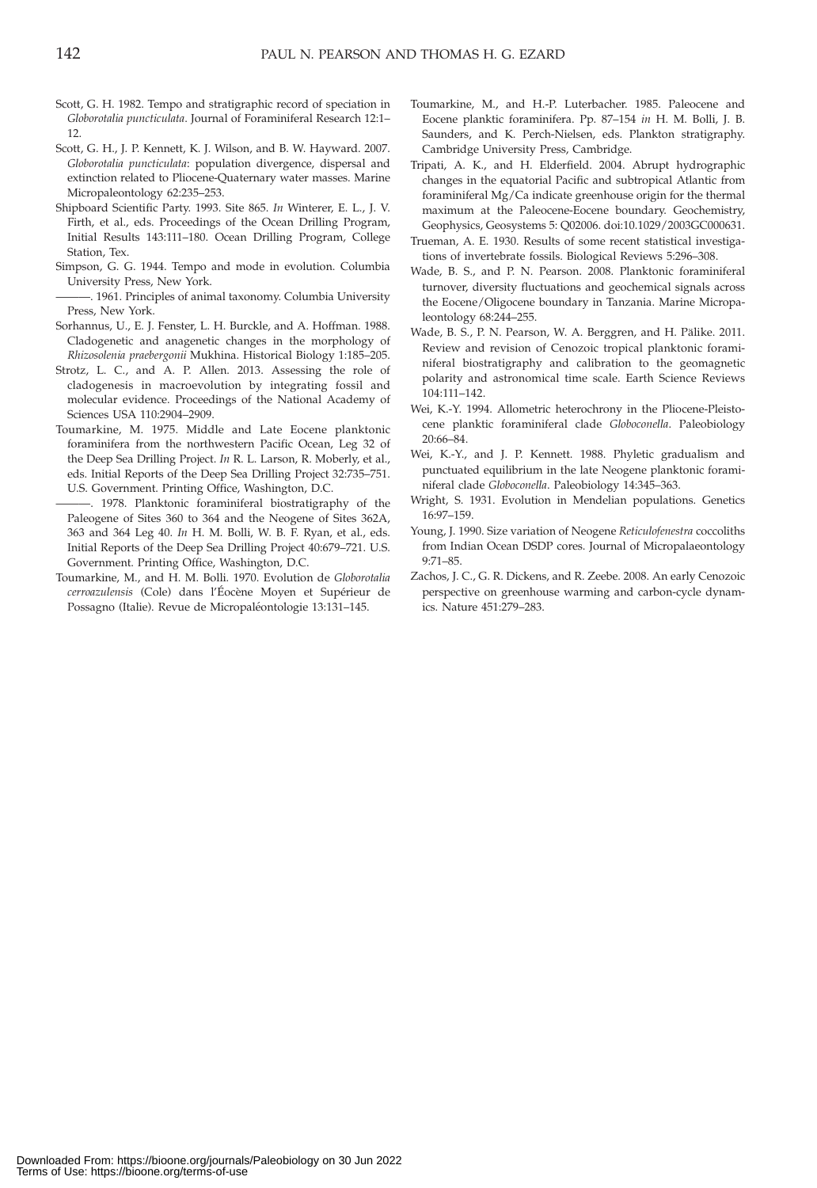Scott, G. H. 1982. Tempo and stratigraphic record of speciation in *Globorotalia puncticulata*. Journal of Foraminiferal Research 12:1–12.

Scott, G. H., J. P. Kennett, K. J. Wilson, and B. W. Hayward. 2007. *Globorotalia puncticulata*: population divergence, dispersal and extinction related to Pliocene-Quaternary water masses. Marine Micropaleontology 62:235–253.

Shipboard Scientific Party. 1993. Site 865. *In* Winterer, E. L., J. V. Firth, et al., eds. Proceedings of the Ocean Drilling Program, Initial Results 143:111–180. Ocean Drilling Program, College Station, Tex.

Simpson, G. G. 1944. Tempo and mode in evolution. Columbia University Press, New York.

———. 1961. Principles of animal taxonomy. Columbia University Press, New York.

Sorhannus, U., E. J. Fenster, L. H. Burckle, and A. Hoffman. 1988. Cladogenetic and anagenetic changes in the morphology of *Rhizosolenia praebergonii* Mukhina. Historical Biology 1:185–205.

Strotz, L. C., and A. P. Allen. 2013. Assessing the role of cladogenesis in macroevolution by integrating fossil and molecular evidence. Proceedings of the National Academy of Sciences USA 110:2904–2909.

Toumarkine, M. 1975. Middle and Late Eocene planktonic foraminifera from the northwestern Pacific Ocean, Leg 32 of the Deep Sea Drilling Project. *In* R. L. Larson, R. Moberly, et al., eds. Initial Reports of the Deep Sea Drilling Project 32:735–751. U.S. Government. Printing Office, Washington, D.C.

———. 1978. Planktonic foraminiferal biostratigraphy of the Paleogene of Sites 360 to 364 and the Neogene of Sites 362A, 363 and 364 Leg 40. *In* H. M. Bolli, W. B. F. Ryan, et al., eds. Initial Reports of the Deep Sea Drilling Project 40:679–721. U.S. Government. Printing Office, Washington, D.C.

Toumarkine, M., and H. M. Bolli. 1970. Evolution de *Globorotalia cerroazulensis* (Cole) dans l'Éocène Moyen et Supérieur de Possagno (Italie). Revue de Micropaléontologie 13:131–145.

Toumarkine, M., and H.-P. Luterbacher. 1985. Paleocene and Eocene planktic foraminifera. Pp. 87–154 *in* H. M. Bolli, J. B. Saunders, and K. Perch-Nielsen, eds. Plankton stratigraphy. Cambridge University Press, Cambridge.

Tripati, A. K., and H. Elderfield. 2004. Abrupt hydrographic changes in the equatorial Pacific and subtropical Atlantic from foraminiferal Mg/Ca indicate greenhouse origin for the thermal maximum at the Paleocene-Eocene boundary. Geochemistry, Geophysics, Geosystems 5: Q02006. doi:10.1029/2003GC000631.

Trueman, A. E. 1930. Results of some recent statistical investigations of invertebrate fossils. Biological Reviews 5:296–308.

Wade, B. S., and P. N. Pearson. 2008. Planktonic foraminiferal turnover, diversity fluctuations and geochemical signals across the Eocene/Oligocene boundary in Tanzania. Marine Micropaleontology 68:244–255.

Wade, B. S., P. N. Pearson, W. A. Berggren, and H. Pälike. 2011. Review and revision of Cenozoic tropical planktonic foraminiferal biostratigraphy and calibration to the geomagnetic polarity and astronomical time scale. Earth Science Reviews 104:111–142.

Wei, K.-Y. 1994. Allometric heterochrony in the Pliocene-Pleistocene planktic foraminiferal clade *Globoconella*. Paleobiology 20:66–84.

Wei, K.-Y., and J. P. Kennett. 1988. Phyletic gradualism and punctuated equilibrium in the late Neogene planktonic foraminiferal clade *Globoconella*. Paleobiology 14:345–363.

Wright, S. 1931. Evolution in Mendelian populations. Genetics 16:97–159.

Young, J. 1990. Size variation of Neogene *Reticulofenestra* coccoliths from Indian Ocean DSDP cores. Journal of Micropalaeontology 9:71–85.

Zachos, J. C., G. R. Dickens, and R. Zeebe. 2008. An early Cenozoic perspective on greenhouse warming and carbon-cycle dynamics. Nature 451:279–283.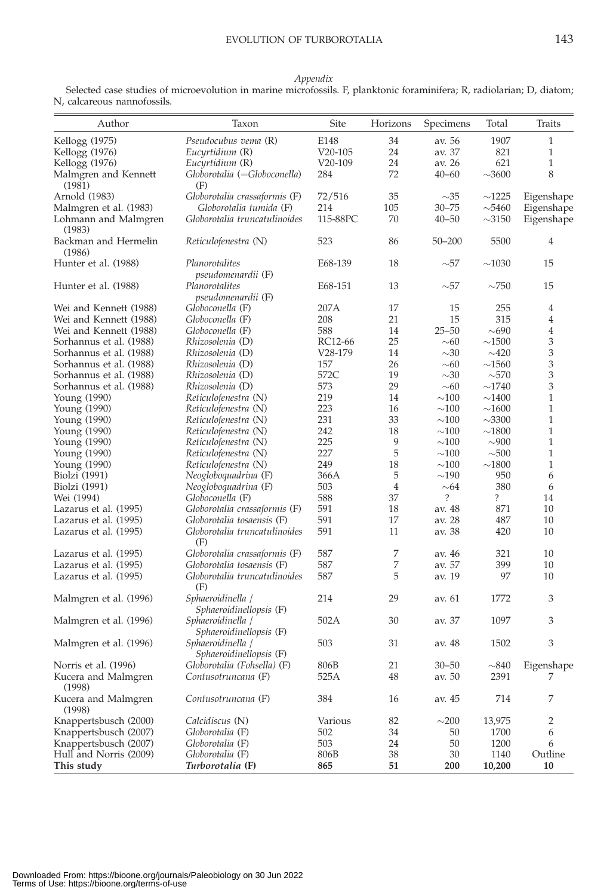*Appendix*

Selected case studies of microevolution in marine microfossils. F, planktonic foraminifera; R, radiolarian; D, diatom; N, calcareous nannofossils.

| Author | Taxon | Site | Horizons | Specimens | Total | Traits |
|---|---|---|---|---|---|---|
| Kellogg (1975) | *Pseudocubus vema* (R) | E148 | 34 | av. 56 | 1907 | 1 |
| Kellogg (1976) | *Eucyrtidium* (R) | V20-105 | 24 | av. 37 | 821 | 1 |
| Kellogg (1976) | *Eucyrtidium* (R) | V20-109 | 24 | av. 26 | 621 | 1 |
| Malmgren and Kennett (1981) | *Globorotalia* (=*Globoconella*) (F) | 284 | 72 | 40–60 | ~3600 | 8 |
| Arnold (1983) | *Globorotalia crassaformis* (F) | 72/516 | 35 | ~35 | ~1225 | Eigenshape |
| Malmgren et al. (1983) | *Globorotalia tumida* (F) | 214 | 105 | 30–75 | ~5460 | Eigenshape |
| Lohmann and Malmgren (1983) | *Globorotalia truncatulinoides* | 115-88PC | 70 | 40–50 | ~3150 | Eigenshape |
| Backman and Hermelin (1986) | *Reticulofenestra* (N) | 523 | 86 | 50–200 | 5500 | 4 |
| Hunter et al. (1988) | *Planorotalites pseudomenardii* (F) | E68-139 | 18 | ~57 | ~1030 | 15 |
| Hunter et al. (1988) | *Planorotalites pseudomenardii* (F) | E68-151 | 13 | ~57 | ~750 | 15 |
| Wei and Kennett (1988) | *Globoconella* (F) | 207A | 17 | 15 | 255 | 4 |
| Wei and Kennett (1988) | *Globoconella* (F) | 208 | 21 | 15 | 315 | 4 |
| Wei and Kennett (1988) | *Globoconella* (F) | 588 | 14 | 25–50 | ~690 | 4 |
| Sorhannus et al. (1988) | *Rhizosolenia* (D) | RC12-66 | 25 | ~60 | ~1500 | 3 |
| Sorhannus et al. (1988) | *Rhizosolenia* (D) | V28-179 | 14 | ~30 | ~420 | 3 |
| Sorhannus et al. (1988) | *Rhizosolenia* (D) | 157 | 26 | ~60 | ~1560 | 3 |
| Sorhannus et al. (1988) | *Rhizosolenia* (D) | 572C | 19 | ~30 | ~570 | 3 |
| Sorhannus et al. (1988) | *Rhizosolenia* (D) | 573 | 29 | ~60 | ~1740 | 3 |
| Young (1990) | *Reticulofenestra* (N) | 219 | 14 | ~100 | ~1400 | 1 |
| Young (1990) | *Reticulofenestra* (N) | 223 | 16 | ~100 | ~1600 | 1 |
| Young (1990) | *Reticulofenestra* (N) | 231 | 33 | ~100 | ~3300 | 1 |
| Young (1990) | *Reticulofenestra* (N) | 242 | 18 | ~100 | ~1800 | 1 |
| Young (1990) | *Reticulofenestra* (N) | 225 | 9 | ~100 | ~900 | 1 |
| Young (1990) | *Reticulofenestra* (N) | 227 | 5 | ~100 | ~500 | 1 |
| Young (1990) | *Reticulofenestra* (N) | 249 | 18 | ~100 | ~1800 | 1 |
| Biolzi (1991) | *Neogloboquadrina* (F) | 366A | 5 | ~190 | 950 | 6 |
| Biolzi (1991) | *Neogloboquadrina* (F) | 503 | 4 | ~64 | 380 | 6 |
| Wei (1994) | *Globoconella* (F) | 588 | 37 | ? | ? | 14 |
| Lazarus et al. (1995) | *Globorotalia crassaformis* (F) | 591 | 18 | av. 48 | 871 | 10 |
| Lazarus et al. (1995) | *Globorotalia tosaensis* (F) | 591 | 17 | av. 28 | 487 | 10 |
| Lazarus et al. (1995) | *Globorotalia truncatulinoides* (F) | 591 | 11 | av. 38 | 420 | 10 |
| Lazarus et al. (1995) | *Globorotalia crassaformis* (F) | 587 | 7 | av. 46 | 321 | 10 |
| Lazarus et al. (1995) | *Globorotalia tosaensis* (F) | 587 | 7 | av. 57 | 399 | 10 |
| Lazarus et al. (1995) | *Globorotalia truncatulinoides* (F) | 587 | 5 | av. 19 | 97 | 10 |
| Malmgren et al. (1996) | *Sphaeroidinella* / *Sphaeroidinellopsis* (F) | 214 | 29 | av. 61 | 1772 | 3 |
| Malmgren et al. (1996) | *Sphaeroidinella* / *Sphaeroidinellopsis* (F) | 502A | 30 | av. 37 | 1097 | 3 |
| Malmgren et al. (1996) | *Sphaeroidinella* / *Sphaeroidinellopsis* (F) | 503 | 31 | av. 48 | 1502 | 3 |
| Norris et al. (1996) | *Globorotalia (Fohsella)* (F) | 806B | 21 | 30–50 | ~840 | Eigenshape |
| Kucera and Malmgren (1998) | *Contusotruncana* (F) | 525A | 48 | av. 50 | 2391 | 7 |
| Kucera and Malmgren (1998) | *Contusotruncana* (F) | 384 | 16 | av. 45 | 714 | 7 |
| Knappertsbusch (2000) | *Calcidiscus* (N) | Various | 82 | ~200 | 13,975 | 2 |
| Knappertsbusch (2007) | *Globorotalia* (F) | 502 | 34 | 50 | 1700 | 6 |
| Knappertsbusch (2007) | *Globorotalia* (F) | 503 | 24 | 50 | 1200 | 6 |
| Hull and Norris (2009) | *Globorotalia* (F) | 806B | 38 | 30 | 1140 | Outline |
| **This study** | ***Turborotalia* (F)** | **865** | **51** | **200** | **10,200** | **10** |